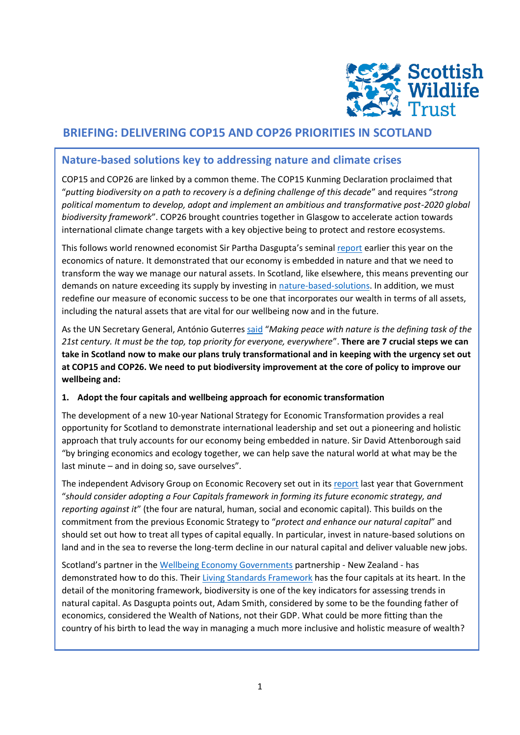# BRIEFING: DELIVERING COP15 AND COP26 PRIORITIES IN SCOTLAND

## Nature-based solutions key to addressing nature and climate crises

COP15 and COP26 are linked by a common theme. The COP15 Kunming Declaration proclaimed that "*putting biodiversity on a path to recovery is a defining challenge of this decade*" and requires "*strong political momentum to develop, adopt and implement an ambitious and transformative post-2020 global biodiversity framework*". COP26 brought countries together in Glasgow to accelerate action towards international climate change targets with a key objective being to protect and restore ecosystems.

This follows world renowned economist Sir Partha Dasgupta's seminal report earlier this year on the economics of nature. It demonstrated that our economy is embedded in nature and that we need to transform the way we manage our natural assets. In Scotland, like elsewhere, this means preventing our demands on nature exceeding its supply by investing in nature-based-solutions. In addition, we must redefine our measure of economic success to be one that incorporates our wealth in terms of all assets, including the natural assets that are vital for our wellbeing now and in the future.

As the UN Secretary General, António Guterres said "*Making peace with nature is the defining task of the 21st century. It must be the top, top priority for everyone, everywhere*". **There are 7 crucial steps we can take in Scotland now to make our plans truly transformational and in keeping with the urgency set out at COP15 and COP26. We need to put biodiversity improvement at the core of policy to improve our wellbeing and:**

### 1. Adopt the four capitals and wellbeing approach for economic transformation

The development of a new 10-year National Strategy for Economic Transformation provides a real opportunity for Scotland to demonstrate international leadership and set out a pioneering and holistic approach that truly accounts for our economy being embedded in nature. Sir David Attenborough said "by bringing economics and ecology together, we can help save the natural world at what may be the last minute – and in doing so, save ourselves".

The independent Advisory Group on Economic Recovery set out in its report last year that Government "*should consider adopting a Four Capitals framework in forming its future economic strategy, and reporting against it*" (the four are natural, human, social and economic capital). This builds on the commitment from the previous Economic Strategy to "*protect and enhance our natural capital*" and should set out how to treat all types of capital equally. In particular, invest in nature-based solutions on land and in the sea to reverse the long-term decline in our natural capital and deliver valuable new jobs.

Scotland's partner in the Wellbeing Economy Governments partnership - New Zealand - has demonstrated how to do this. Their Living Standards Framework has the four capitals at its heart. In the detail of the monitoring framework, biodiversity is one of the key indicators for assessing trends in natural capital. As Dasgupta points out, Adam Smith, considered by some to be the founding father of economics, considered the Wealth of Nations, not their GDP. What could be more fitting than the country of his birth to lead the way in managing a much more inclusive and holistic measure of wealth?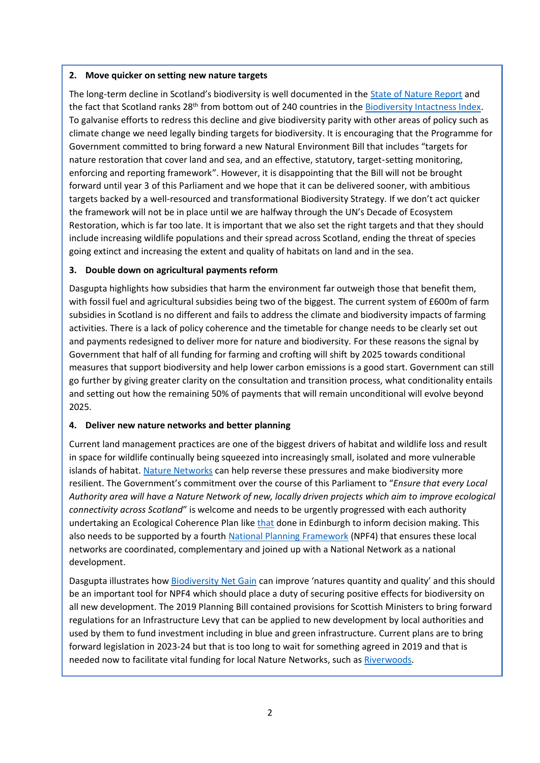### 2. Move quicker on setting new nature targets

The long-term decline in Scotland's biodiversity is well documented in the State of Nature Report and the fact that Scotland ranks 28th from bottom out of 240 countries in the Biodiversity Intactness Index. To galvanise efforts to redress this decline and give biodiversity parity with other areas of policy such as climate change we need legally binding targets for biodiversity. It is encouraging that the Programme for Government committed to bring forward a new Natural Environment Bill that includes "targets for nature restoration that cover land and sea, and an effective, statutory, target-setting monitoring, enforcing and reporting framework". However, it is disappointing that the Bill will not be brought forward until year 3 of this Parliament and we hope that it can be delivered sooner, with ambitious targets backed by a well-resourced and transformational Biodiversity Strategy. If we don't act quicker the framework will not be in place until we are halfway through the UN's Decade of Ecosystem Restoration, which is far too late. It is important that we also set the right targets and that they should include increasing wildlife populations and their spread across Scotland, ending the threat of species going extinct and increasing the extent and quality of habitats on land and in the sea.

### 3. Double down on agricultural payments reform

Dasgupta highlights how subsidies that harm the environment far outweigh those that benefit them, with fossil fuel and agricultural subsidies being two of the biggest. The current system of £600m of farm subsidies in Scotland is no different and fails to address the climate and biodiversity impacts of farming activities. There is a lack of policy coherence and the timetable for change needs to be clearly set out and payments redesigned to deliver more for nature and biodiversity. For these reasons the signal by Government that half of all funding for farming and crofting will shift by 2025 towards conditional measures that support biodiversity and help lower carbon emissions is a good start. Government can still go further by giving greater clarity on the consultation and transition process, what conditionality entails and setting out how the remaining 50% of payments that will remain unconditional will evolve beyond 2025.

### 4. Deliver new nature networks and better planning

Current land management practices are one of the biggest drivers of habitat and wildlife loss and result in space for wildlife continually being squeezed into increasingly small, isolated and more vulnerable islands of habitat. Nature Networks can help reverse these pressures and make biodiversity more resilient. The Government's commitment over the course of this Parliament to "*Ensure that every Local Authority area will have a Nature Network of new, locally driven projects which aim to improve ecological connectivity across Scotland*" is welcome and needs to be urgently progressed with each authority undertaking an Ecological Coherence Plan like that done in Edinburgh to inform decision making. This also needs to be supported by a fourth National Planning Framework (NPF4) that ensures these local networks are coordinated, complementary and joined up with a National Network as a national development.

Dasgupta illustrates how Biodiversity Net Gain can improve 'natures quantity and quality' and this should be an important tool for NPF4 which should place a duty of securing positive effects for biodiversity on all new development. The 2019 Planning Bill contained provisions for Scottish Ministers to bring forward regulations for an Infrastructure Levy that can be applied to new development by local authorities and used by them to fund investment including in blue and green infrastructure. Current plans are to bring forward legislation in 2023-24 but that is too long to wait for something agreed in 2019 and that is needed now to facilitate vital funding for local Nature Networks, such as Riverwoods.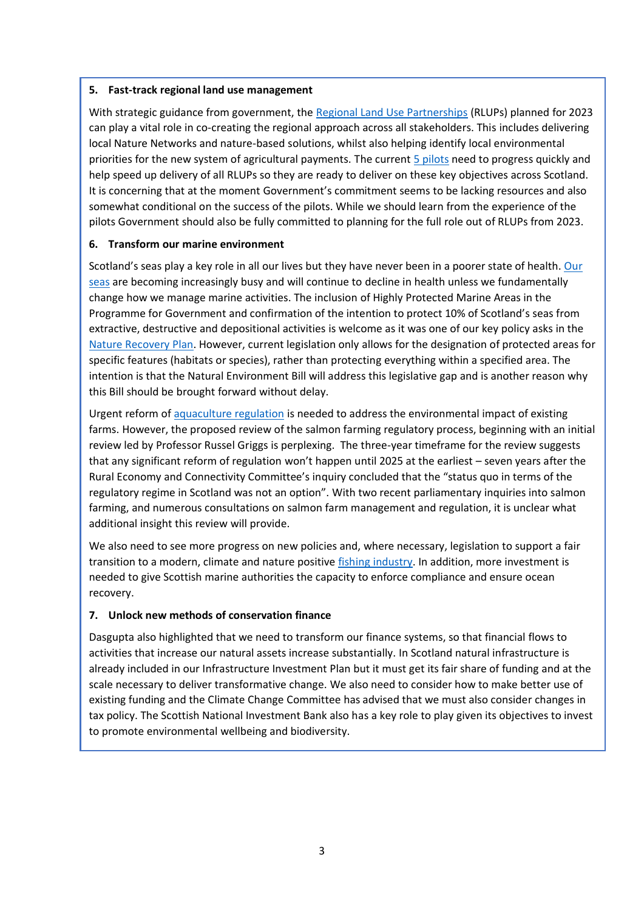**5. Fast-track regional land use management**

With strategic guidance from government, the Regional Land Use Partnerships (RLUPs) planned for 2023 can play a vital role in co-creating the regional approach across all stakeholders. This includes delivering local Nature Networks and nature-based solutions, whilst also helping identify local environmental priorities for the new system of agricultural payments. The current 5 pilots need to progress quickly and help speed up delivery of all RLUPs so they are ready to deliver on these key objectives across Scotland. It is concerning that at the moment Government's commitment seems to be lacking resources and also somewhat conditional on the success of the pilots. While we should learn from the experience of the pilots Government should also be fully committed to planning for the full role out of RLUPs from 2023.

**6. Transform our marine environment**

Scotland's seas play a key role in all our lives but they have never been in a poorer state of health. Our seas are becoming increasingly busy and will continue to decline in health unless we fundamentally change how we manage marine activities. The inclusion of Highly Protected Marine Areas in the Programme for Government and confirmation of the intention to protect 10% of Scotland's seas from extractive, destructive and depositional activities is welcome as it was one of our key policy asks in the Nature Recovery Plan. However, current legislation only allows for the designation of protected areas for specific features (habitats or species), rather than protecting everything within a specified area. The intention is that the Natural Environment Bill will address this legislative gap and is another reason why this Bill should be brought forward without delay.

Urgent reform of aquaculture regulation is needed to address the environmental impact of existing farms. However, the proposed review of the salmon farming regulatory process, beginning with an initial review led by Professor Russel Griggs is perplexing. The three-year timeframe for the review suggests that any significant reform of regulation won't happen until 2025 at the earliest – seven years after the Rural Economy and Connectivity Committee's inquiry concluded that the "status quo in terms of the regulatory regime in Scotland was not an option". With two recent parliamentary inquiries into salmon farming, and numerous consultations on salmon farm management and regulation, it is unclear what additional insight this review will provide.

We also need to see more progress on new policies and, where necessary, legislation to support a fair transition to a modern, climate and nature positive fishing industry. In addition, more investment is needed to give Scottish marine authorities the capacity to enforce compliance and ensure ocean recovery.

**7. Unlock new methods of conservation finance**

Dasgupta also highlighted that we need to transform our finance systems, so that financial flows to activities that increase our natural assets increase substantially. In Scotland natural infrastructure is already included in our Infrastructure Investment Plan but it must get its fair share of funding and at the scale necessary to deliver transformative change. We also need to consider how to make better use of existing funding and the Climate Change Committee has advised that we must also consider changes in tax policy. The Scottish National Investment Bank also has a key role to play given its objectives to invest to promote environmental wellbeing and biodiversity.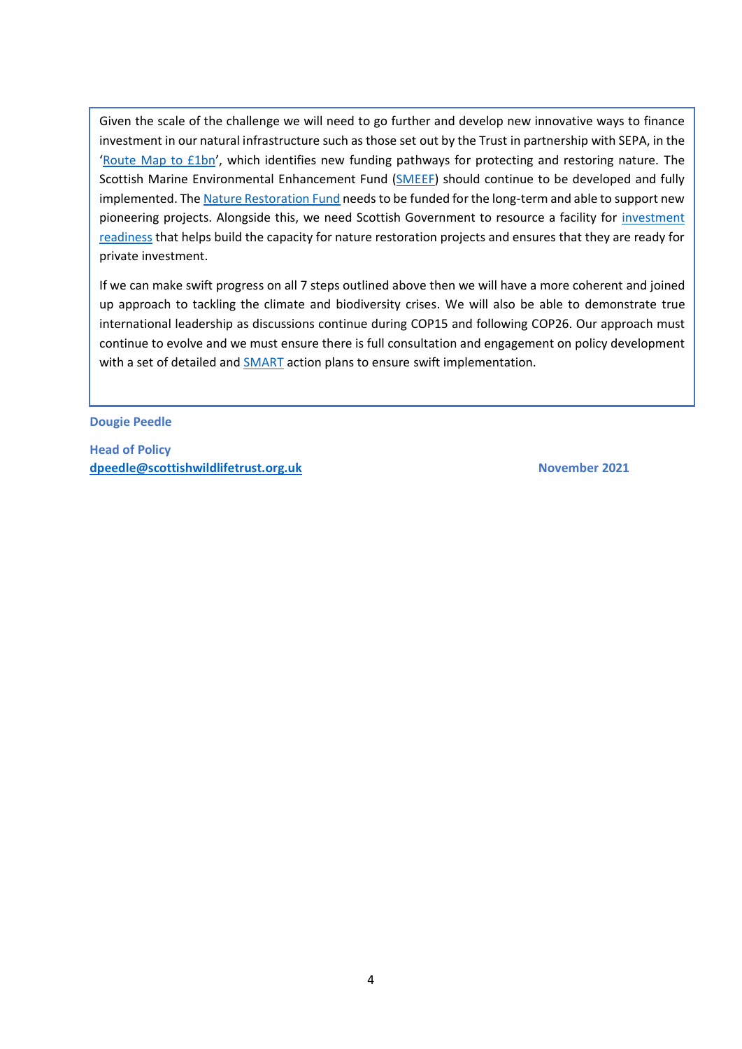Given the scale of the challenge we will need to go further and develop new innovative ways to finance investment in our natural infrastructure such as those set out by the Trust in partnership with SEPA, in the 'Route Map to £1bn', which identifies new funding pathways for protecting and restoring nature. The Scottish Marine Environmental Enhancement Fund (SMEEF) should continue to be developed and fully implemented. The Nature Restoration Fund needs to be funded for the long-term and able to support new pioneering projects. Alongside this, we need Scottish Government to resource a facility for investment readiness that helps build the capacity for nature restoration projects and ensures that they are ready for private investment.

If we can make swift progress on all 7 steps outlined above then we will have a more coherent and joined up approach to tackling the climate and biodiversity crises. We will also be able to demonstrate true international leadership as discussions continue during COP15 and following COP26. Our approach must continue to evolve and we must ensure there is full consultation and engagement on policy development with a set of detailed and SMART action plans to ensure swift implementation.

**Dougie Peedle**

**Head of Policy**
**dpeedle@scottishwildlifetrust.org.uk**

**November 2021**